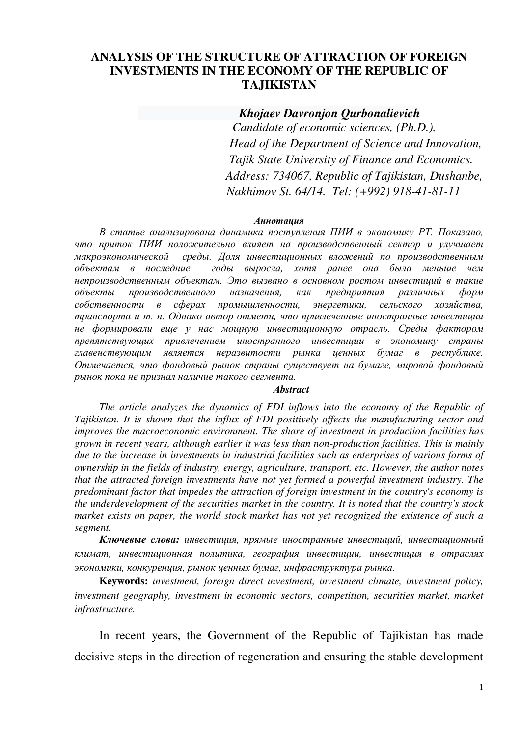# ANALYSIS OF THE STRUCTURE OF ATTRACTION OF FOREIGN INVESTMENTS IN THE ECONOMY OF THE REPUBLIC OF TAJIKISTAN

***Khojaev Davronjon Qurbonalievich***

*Candidate of economic sciences, (Ph.D.),*
*Head of the Department of Science and Innovation,*
*Tajik State University of Finance and Economics.*
*Address: 734067, Republic of Tajikistan, Dushanbe, Nakhimov St. 64/14. Tel: (+992) 918-41-81-11*

***Аннотация***

*В статье анализирована динамика поступления ПИИ в экономику РТ. Показано, что приток ПИИ положительно влияет на производственный сектор и улучшает макроэкономической среды. Доля инвестиционных вложений по производственным объектам в последние годы выросла, хотя ранее она была меньше чем непроизводственным объектам. Это вызвано в основном ростом инвестиций в такие объекты производственного назначения, как предприятия различных форм собственности в сферах промышленности, энергетики, сельского хозяйства, транспорта и т. п. Однако автор отмети, что привлеченные иностранные инвестиции не формировали еще у нас мощную инвестиционную отрасль. Среды фактором препятствующих привлечением иностранного инвестиции в экономику страны главенствующим является неразвитости рынка ценных бумаг в республике. Отмечается, что фондовый рынок страны существует на бумаге, мировой фондовый рынок пока не признал наличие такого сегмента.*

***Abstract***

*The article analyzes the dynamics of FDI inflows into the economy of the Republic of Tajikistan. It is shown that the influx of FDI positively affects the manufacturing sector and improves the macroeconomic environment. The share of investment in production facilities has grown in recent years, although earlier it was less than non-production facilities. This is mainly due to the increase in investments in industrial facilities such as enterprises of various forms of ownership in the fields of industry, energy, agriculture, transport, etc. However, the author notes that the attracted foreign investments have not yet formed a powerful investment industry. The predominant factor that impedes the attraction of foreign investment in the country's economy is the underdevelopment of the securities market in the country. It is noted that the country's stock market exists on paper, the world stock market has not yet recognized the existence of such a segment.*

***Ключевые слова:*** *инвестиция, прямые иностранные инвестиций, инвестиционный климат, инвестиционная политика, география инвестиции, инвестиция в отраслях экономики, конкуренция, рынок ценных бумаг, инфраструктура рынка.*

**Keywords:** *investment, foreign direct investment, investment climate, investment policy, investment geography, investment in economic sectors, competition, securities market, market infrastructure.*

In recent years, the Government of the Republic of Tajikistan has made decisive steps in the direction of regeneration and ensuring the stable development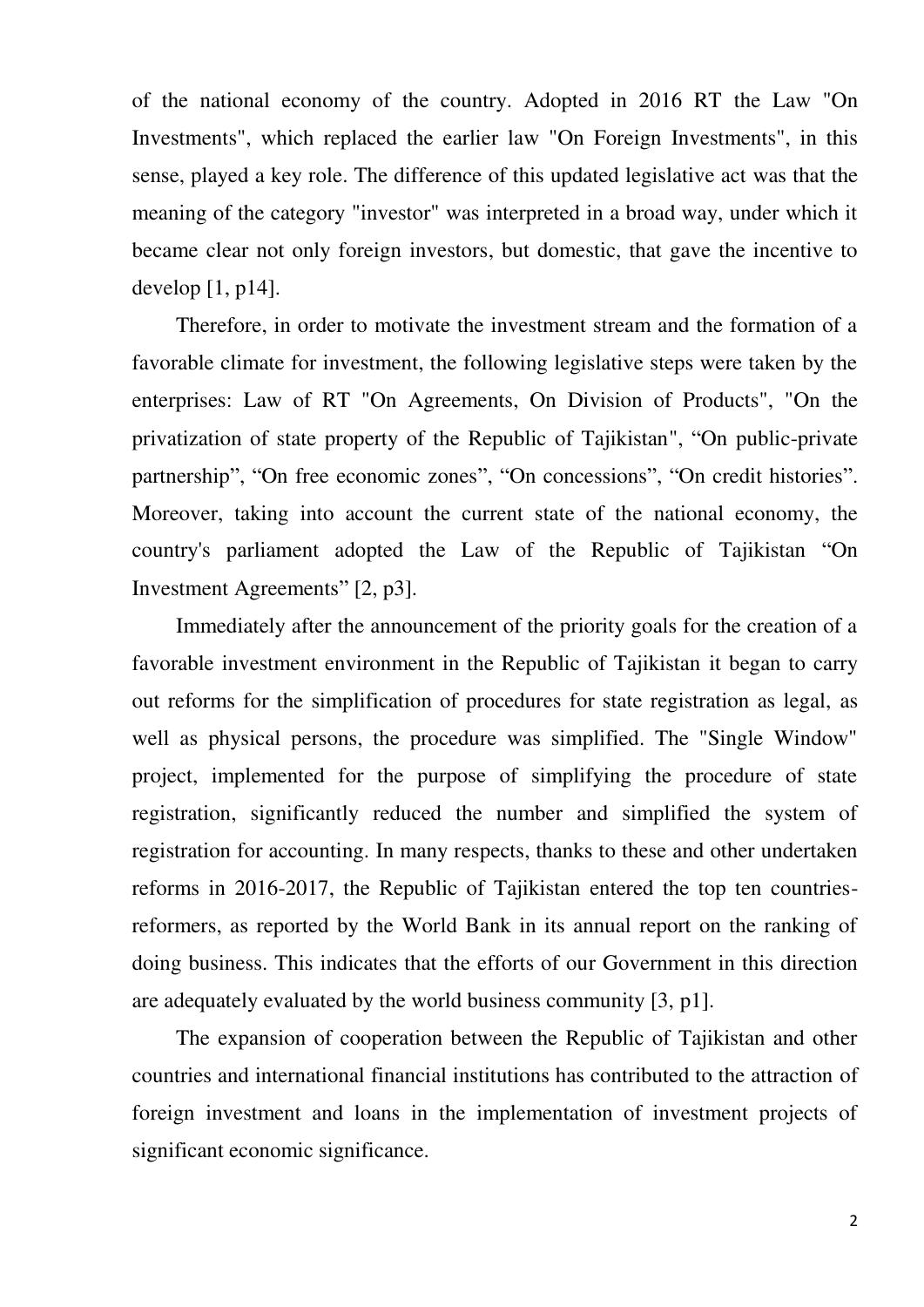of the national economy of the country. Adopted in 2016 RT the Law "On Investments", which replaced the earlier law "On Foreign Investments", in this sense, played a key role. The difference of this updated legislative act was that the meaning of the category "investor" was interpreted in a broad way, under which it became clear not only foreign investors, but domestic, that gave the incentive to develop [1, p14].

Therefore, in order to motivate the investment stream and the formation of a favorable climate for investment, the following legislative steps were taken by the enterprises: Law of RT "On Agreements, On Division of Products", "On the privatization of state property of the Republic of Tajikistan", “On public-private partnership”, “On free economic zones”, “On concessions”, “On credit histories”. Moreover, taking into account the current state of the national economy, the country's parliament adopted the Law of the Republic of Tajikistan “On Investment Agreements” [2, p3].

Immediately after the announcement of the priority goals for the creation of a favorable investment environment in the Republic of Tajikistan it began to carry out reforms for the simplification of procedures for state registration as legal, as well as physical persons, the procedure was simplified. The "Single Window" project, implemented for the purpose of simplifying the procedure of state registration, significantly reduced the number and simplified the system of registration for accounting. In many respects, thanks to these and other undertaken reforms in 2016-2017, the Republic of Tajikistan entered the top ten countries-reformers, as reported by the World Bank in its annual report on the ranking of doing business. This indicates that the efforts of our Government in this direction are adequately evaluated by the world business community [3, p1].

The expansion of cooperation between the Republic of Tajikistan and other countries and international financial institutions has contributed to the attraction of foreign investment and loans in the implementation of investment projects of significant economic significance.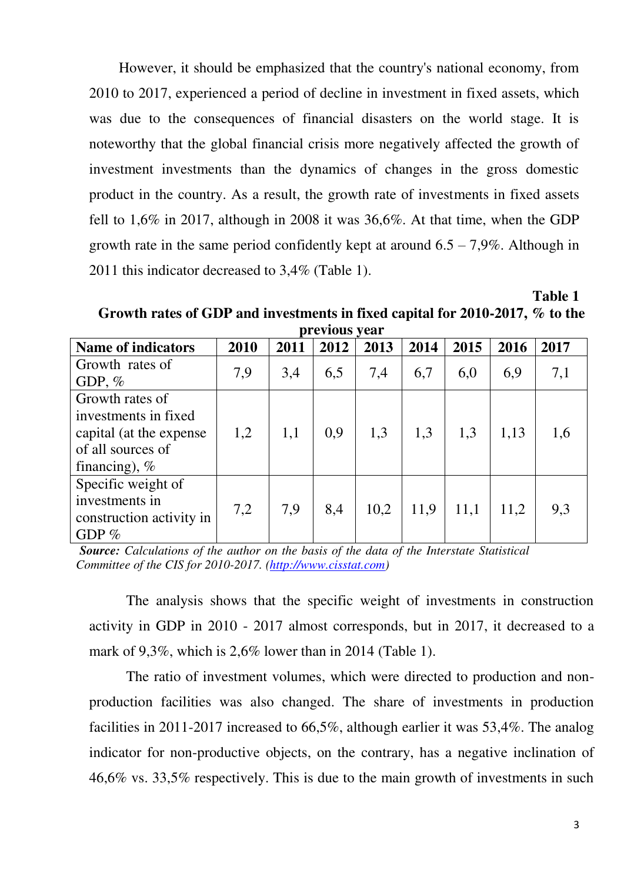However, it should be emphasized that the country's national economy, from 2010 to 2017, experienced a period of decline in investment in fixed assets, which was due to the consequences of financial disasters on the world stage. It is noteworthy that the global financial crisis more negatively affected the growth of investment investments than the dynamics of changes in the gross domestic product in the country. As a result, the growth rate of investments in fixed assets fell to 1,6% in 2017, although in 2008 it was 36,6%. At that time, when the GDP growth rate in the same period confidently kept at around 6.5 – 7,9%. Although in 2011 this indicator decreased to 3,4% (Table 1).

**Table 1**

**Growth rates of GDP and investments in fixed capital for 2010-2017, % to the previous year**

| Name of indicators | 2010 | 2011 | 2012 | 2013 | 2014 | 2015 | 2016 | 2017 |
|---|---|---|---|---|---|---|---|---|
| Growth rates of GDP, % | 7,9 | 3,4 | 6,5 | 7,4 | 6,7 | 6,0 | 6,9 | 7,1 |
| Growth rates of investments in fixed capital (at the expense of all sources of financing), % | 1,2 | 1,1 | 0,9 | 1,3 | 1,3 | 1,3 | 1,13 | 1,6 |
| Specific weight of investments in construction activity in GDP % | 7,2 | 7,9 | 8,4 | 10,2 | 11,9 | 11,1 | 11,2 | 9,3 |

***Source:*** *Calculations of the author on the basis of the data of the Interstate Statistical Committee of the CIS for 2010-2017. (http://www.cisstat.com)*

The analysis shows that the specific weight of investments in construction activity in GDP in 2010 - 2017 almost corresponds, but in 2017, it decreased to a mark of 9,3%, which is 2,6% lower than in 2014 (Table 1).

The ratio of investment volumes, which were directed to production and non-production facilities was also changed. The share of investments in production facilities in 2011-2017 increased to 66,5%, although earlier it was 53,4%. The analog indicator for non-productive objects, on the contrary, has a negative inclination of 46,6% vs. 33,5% respectively. This is due to the main growth of investments in such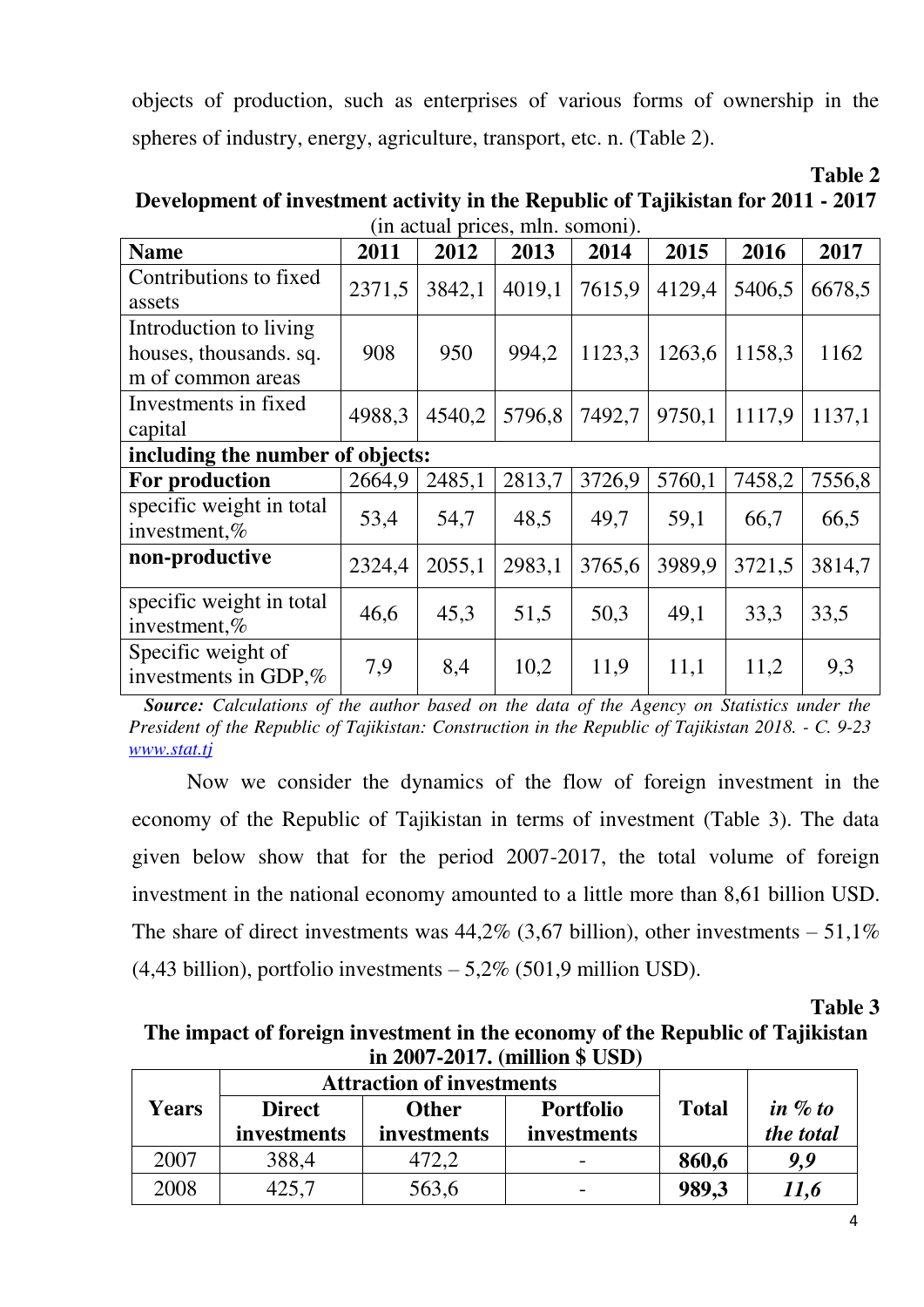objects of production, such as enterprises of various forms of ownership in the spheres of industry, energy, agriculture, transport, etc. n. (Table 2).

**Table 2**

**Development of investment activity in the Republic of Tajikistan for 2011 - 2017**
(in actual prices, mln. somoni).

| Name | 2011 | 2012 | 2013 | 2014 | 2015 | 2016 | 2017 |
|---|---|---|---|---|---|---|---|
| Contributions to fixed assets | 2371,5 | 3842,1 | 4019,1 | 7615,9 | 4129,4 | 5406,5 | 6678,5 |
| Introduction to living houses, thousands. sq. m of common areas | 908 | 950 | 994,2 | 1123,3 | 1263,6 | 1158,3 | 1162 |
| Investments in fixed capital | 4988,3 | 4540,2 | 5796,8 | 7492,7 | 9750,1 | 1117,9 | 1137,1 |
| **including the number of objects:** | | | | | | | |
| **For production** | 2664,9 | 2485,1 | 2813,7 | 3726,9 | 5760,1 | 7458,2 | 7556,8 |
| specific weight in total investment,% | 53,4 | 54,7 | 48,5 | 49,7 | 59,1 | 66,7 | 66,5 |
| **non-productive** | 2324,4 | 2055,1 | 2983,1 | 3765,6 | 3989,9 | 3721,5 | 3814,7 |
| specific weight in total investment,% | 46,6 | 45,3 | 51,5 | 50,3 | 49,1 | 33,3 | 33,5 |
| Specific weight of investments in GDP,% | 7,9 | 8,4 | 10,2 | 11,9 | 11,1 | 11,2 | 9,3 |

***Source:*** *Calculations of the author based on the data of the Agency on Statistics under the President of the Republic of Tajikistan: Construction in the Republic of Tajikistan 2018. - C. 9-23 www.stat.tj*

Now we consider the dynamics of the flow of foreign investment in the economy of the Republic of Tajikistan in terms of investment (Table 3). The data given below show that for the period 2007-2017, the total volume of foreign investment in the national economy amounted to a little more than 8,61 billion USD. The share of direct investments was 44,2% (3,67 billion), other investments – 51,1% (4,43 billion), portfolio investments – 5,2% (501,9 million USD).

**Table 3**

**The impact of foreign investment in the economy of the Republic of Tajikistan in 2007-2017. (million $ USD)**

| Years | Attraction of investments | | | Total | *in % to the total* |
|---|---|---|---|---|---|
| | Direct investments | Other investments | Portfolio investments | | |
| 2007 | 388,4 | 472,2 | - | **860,6** | ***9,9*** |
| 2008 | 425,7 | 563,6 | - | **989,3** | ***11,6*** |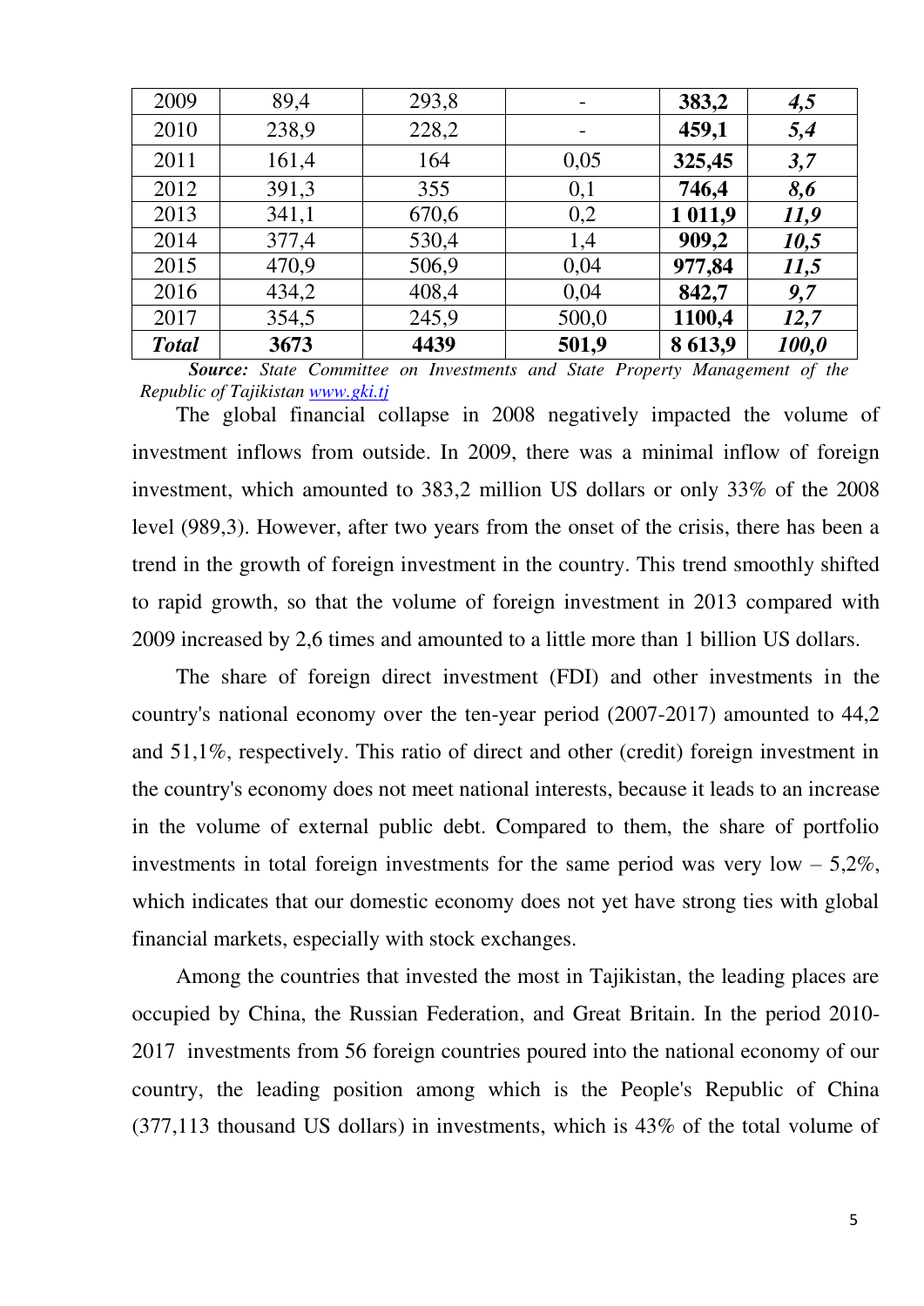| 2009 | 89,4 | 293,8 | - | **383,2** | ***4,5*** |
|---|---|---|---|---|---|
| 2010 | 238,9 | 228,2 | - | **459,1** | ***5,4*** |
| 2011 | 161,4 | 164 | 0,05 | **325,45** | ***3,7*** |
| 2012 | 391,3 | 355 | 0,1 | **746,4** | ***8,6*** |
| 2013 | 341,1 | 670,6 | 0,2 | **1 011,9** | ***11,9*** |
| 2014 | 377,4 | 530,4 | 1,4 | **909,2** | ***10,5*** |
| 2015 | 470,9 | 506,9 | 0,04 | **977,84** | ***11,5*** |
| 2016 | 434,2 | 408,4 | 0,04 | **842,7** | ***9,7*** |
| 2017 | 354,5 | 245,9 | 500,0 | **1100,4** | ***12,7*** |
| ***Total*** | **3673** | **4439** | **501,9** | **8 613,9** | ***100,0*** |

***Source:*** *State Committee on Investments and State Property Management of the Republic of Tajikistan [www.gki.tj](http://www.gki.tj)*

The global financial collapse in 2008 negatively impacted the volume of investment inflows from outside. In 2009, there was a minimal inflow of foreign investment, which amounted to 383,2 million US dollars or only 33% of the 2008 level (989,3). However, after two years from the onset of the crisis, there has been a trend in the growth of foreign investment in the country. This trend smoothly shifted to rapid growth, so that the volume of foreign investment in 2013 compared with 2009 increased by 2,6 times and amounted to a little more than 1 billion US dollars.

The share of foreign direct investment (FDI) and other investments in the country's national economy over the ten-year period (2007-2017) amounted to 44,2 and 51,1%, respectively. This ratio of direct and other (credit) foreign investment in the country's economy does not meet national interests, because it leads to an increase in the volume of external public debt. Compared to them, the share of portfolio investments in total foreign investments for the same period was very low – 5,2%, which indicates that our domestic economy does not yet have strong ties with global financial markets, especially with stock exchanges.

Among the countries that invested the most in Tajikistan, the leading places are occupied by China, the Russian Federation, and Great Britain. In the period 2010-2017 investments from 56 foreign countries poured into the national economy of our country, the leading position among which is the People's Republic of China (377,113 thousand US dollars) in investments, which is 43% of the total volume of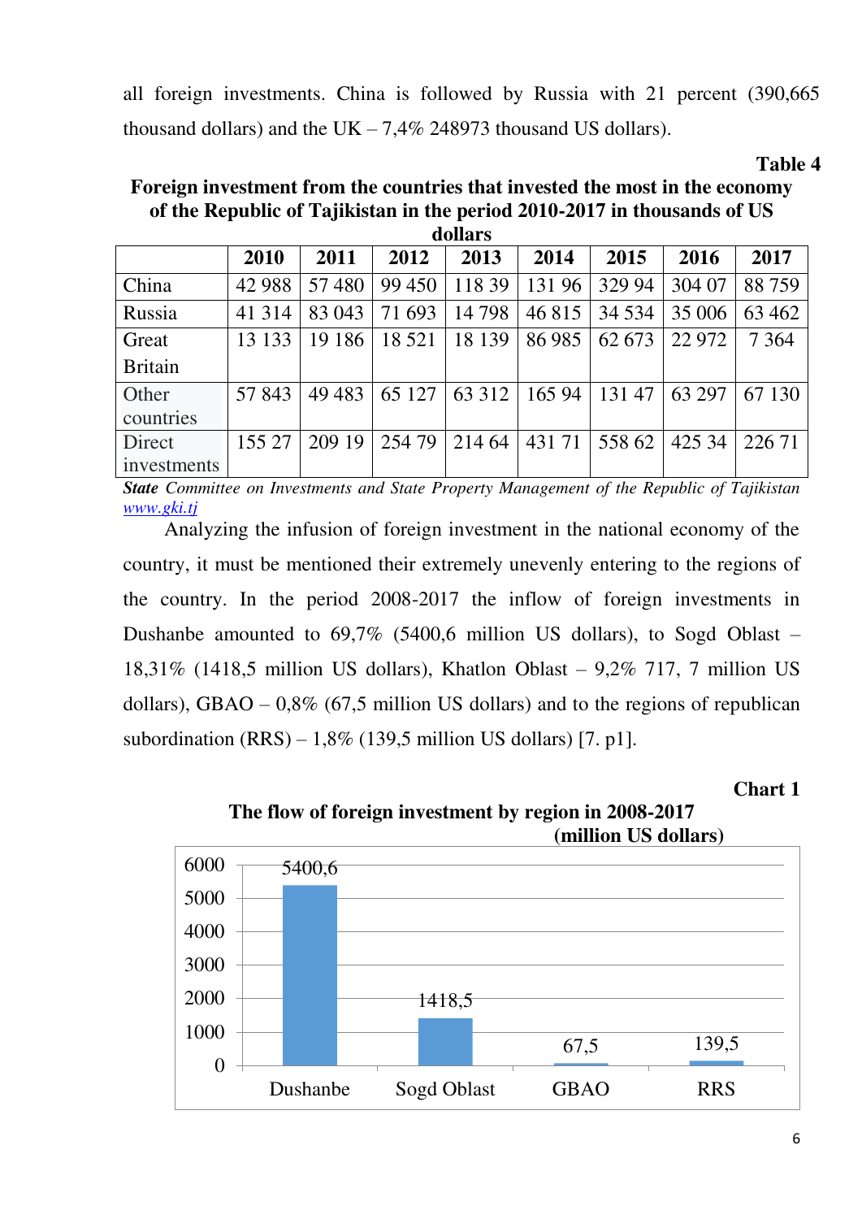all foreign investments. China is followed by Russia with 21 percent (390,665 thousand dollars) and the UK – 7,4% 248973 thousand US dollars).

**Table 4**

**Foreign investment from the countries that invested the most in the economy of the Republic of Tajikistan in the period 2010-2017 in thousands of US dollars**

| | 2010 | 2011 | 2012 | 2013 | 2014 | 2015 | 2016 | 2017 |
|---|---|---|---|---|---|---|---|---|
| China | 42 988 | 57 480 | 99 450 | 118 39 | 131 96 | 329 94 | 304 07 | 88 759 |
| Russia | 41 314 | 83 043 | 71 693 | 14 798 | 46 815 | 34 534 | 35 006 | 63 462 |
| Great Britain | 13 133 | 19 186 | 18 521 | 18 139 | 86 985 | 62 673 | 22 972 | 7 364 |
| Other countries | 57 843 | 49 483 | 65 127 | 63 312 | 165 94 | 131 47 | 63 297 | 67 130 |
| Direct investments | 155 27 | 209 19 | 254 79 | 214 64 | 431 71 | 558 62 | 425 34 | 226 71 |

***State** Committee on Investments and State Property Management of the Republic of Tajikistan* *www.gki.tj*

Analyzing the infusion of foreign investment in the national economy of the country, it must be mentioned their extremely unevenly entering to the regions of the country. In the period 2008-2017 the inflow of foreign investments in Dushanbe amounted to 69,7% (5400,6 million US dollars), to Sogd Oblast – 18,31% (1418,5 million US dollars), Khatlon Oblast – 9,2% 717, 7 million US dollars), GBAO – 0,8% (67,5 million US dollars) and to the regions of republican subordination (RRS) – 1,8% (139,5 million US dollars) [7. p1].

**Chart 1**

**The flow of foreign investment by region in 2008-2017 (million US dollars)**

| Region | Value |
|---|---|
| Dushanbe | 5400,6 |
| Sogd Oblast | 1418,5 |
| GBAO | 67,5 |
| RRS | 139,5 |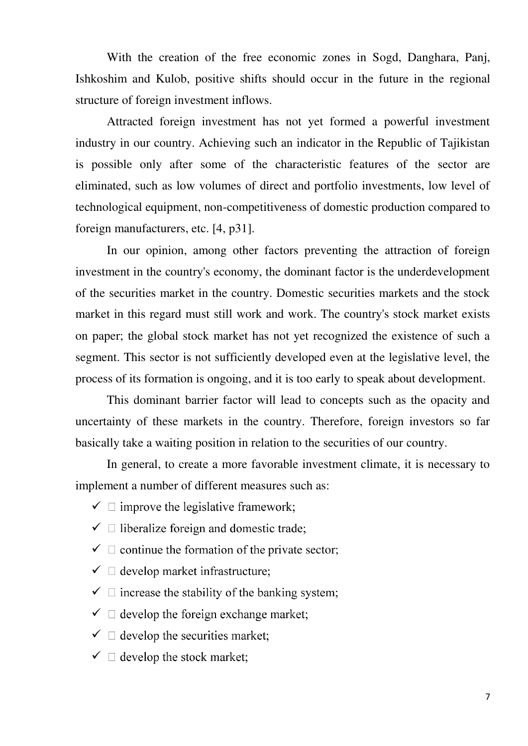With the creation of the free economic zones in Sogd, Danghara, Panj, Ishkoshim and Kulob, positive shifts should occur in the future in the regional structure of foreign investment inflows.

Attracted foreign investment has not yet formed a powerful investment industry in our country. Achieving such an indicator in the Republic of Tajikistan is possible only after some of the characteristic features of the sector are eliminated, such as low volumes of direct and portfolio investments, low level of technological equipment, non-competitiveness of domestic production compared to foreign manufacturers, etc. [4, p31].

In our opinion, among other factors preventing the attraction of foreign investment in the country's economy, the dominant factor is the underdevelopment of the securities market in the country. Domestic securities markets and the stock market in this regard must still work and work. The country's stock market exists on paper; the global stock market has not yet recognized the existence of such a segment. This sector is not sufficiently developed even at the legislative level, the process of its formation is ongoing, and it is too early to speak about development.

This dominant barrier factor will lead to concepts such as the opacity and uncertainty of these markets in the country. Therefore, foreign investors so far basically take a waiting position in relation to the securities of our country.

In general, to create a more favorable investment climate, it is necessary to implement a number of different measures such as:

- ✓ improve the legislative framework;
- ✓ liberalize foreign and domestic trade;
- ✓ continue the formation of the private sector;
- ✓ develop market infrastructure;
- ✓ increase the stability of the banking system;
- ✓ develop the foreign exchange market;
- ✓ develop the securities market;
- ✓ develop the stock market;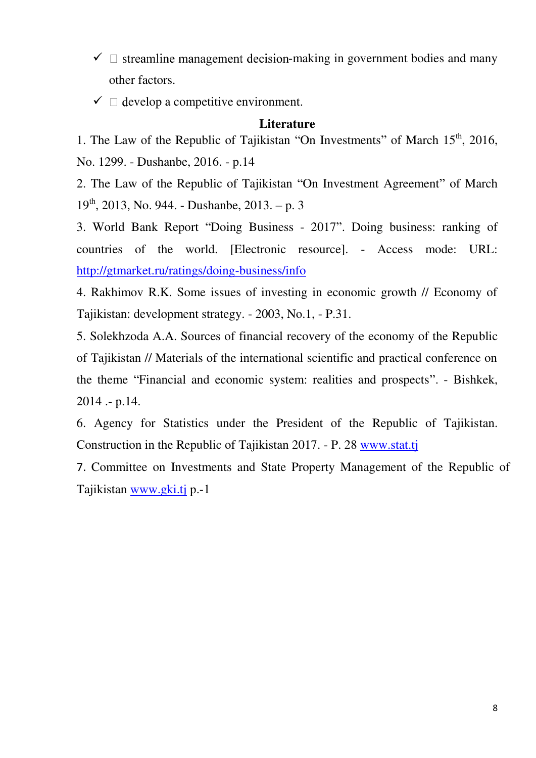- ✓ streamline management decision-making in government bodies and many other factors.
- ✓ develop a competitive environment.

## Literature

1. The Law of the Republic of Tajikistan "On Investments" of March 15th, 2016, No. 1299. - Dushanbe, 2016. - p.14
2. The Law of the Republic of Tajikistan "On Investment Agreement" of March 19th, 2013, No. 944. - Dushanbe, 2013. – p. 3
3. World Bank Report "Doing Business - 2017". Doing business: ranking of countries of the world. [Electronic resource]. - Access mode: URL: http://gtmarket.ru/ratings/doing-business/info
4. Rakhimov R.K. Some issues of investing in economic growth // Economy of Tajikistan: development strategy. - 2003, No.1, - P.31.
5. Solekhzoda A.A. Sources of financial recovery of the economy of the Republic of Tajikistan // Materials of the international scientific and practical conference on the theme "Financial and economic system: realities and prospects". - Bishkek, 2014 .- p.14.
6. Agency for Statistics under the President of the Republic of Tajikistan. Construction in the Republic of Tajikistan 2017. - P. 28 www.stat.tj
7. Committee on Investments and State Property Management of the Republic of Tajikistan www.gki.tj p.-1